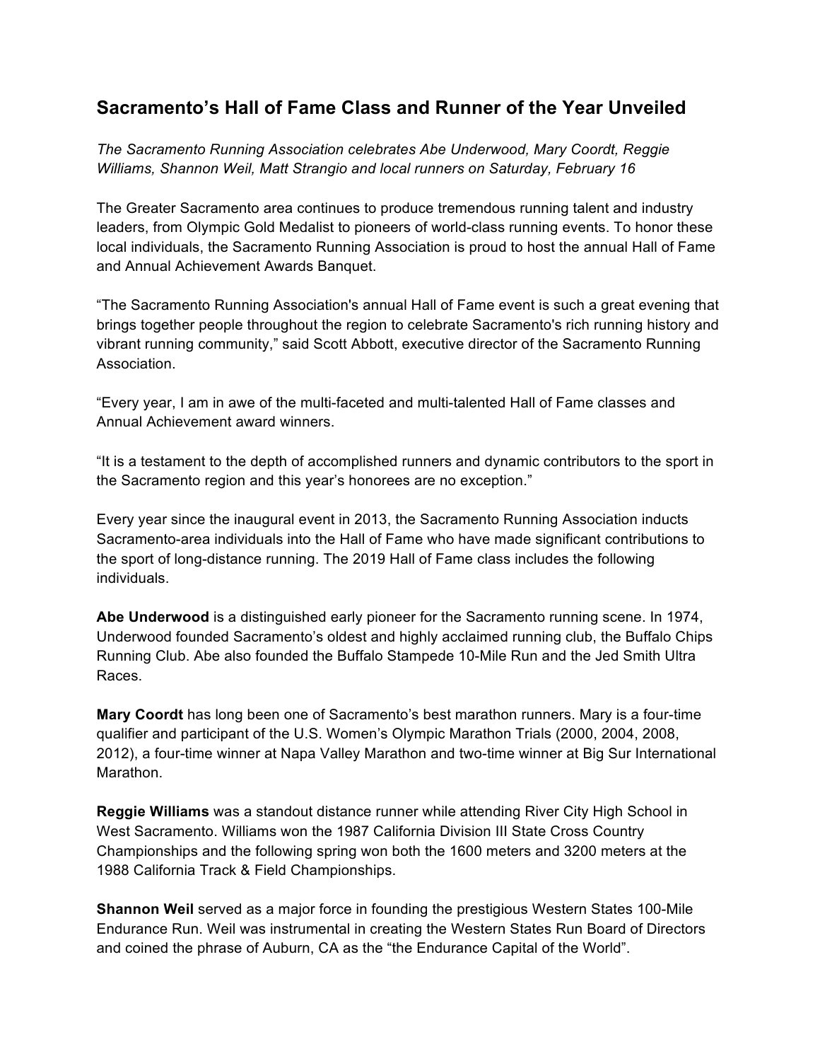## Sacramento's Hall of Fame Class and Runner of the Year Unveiled

*The Sacramento Running Association celebrates Abe Underwood, Mary Coordt, Reggie Williams, Shannon Weil, Matt Strangio and local runners on Saturday, February 16*

The Greater Sacramento area continues to produce tremendous running talent and industry leaders, from Olympic Gold Medalist to pioneers of world-class running events. To honor these local individuals, the Sacramento Running Association is proud to host the annual Hall of Fame and Annual Achievement Awards Banquet.

"The Sacramento Running Association's annual Hall of Fame event is such a great evening that brings together people throughout the region to celebrate Sacramento's rich running history and vibrant running community," said Scott Abbott, executive director of the Sacramento Running Association.

"Every year, I am in awe of the multi-faceted and multi-talented Hall of Fame classes and Annual Achievement award winners.

"It is a testament to the depth of accomplished runners and dynamic contributors to the sport in the Sacramento region and this year's honorees are no exception."

Every year since the inaugural event in 2013, the Sacramento Running Association inducts Sacramento-area individuals into the Hall of Fame who have made significant contributions to the sport of long-distance running. The 2019 Hall of Fame class includes the following individuals.

**Abe Underwood** is a distinguished early pioneer for the Sacramento running scene. In 1974, Underwood founded Sacramento's oldest and highly acclaimed running club, the Buffalo Chips Running Club. Abe also founded the Buffalo Stampede 10-Mile Run and the Jed Smith Ultra Races.

**Mary Coordt** has long been one of Sacramento's best marathon runners. Mary is a four-time qualifier and participant of the U.S. Women's Olympic Marathon Trials (2000, 2004, 2008, 2012), a four-time winner at Napa Valley Marathon and two-time winner at Big Sur International Marathon.

**Reggie Williams** was a standout distance runner while attending River City High School in West Sacramento. Williams won the 1987 California Division III State Cross Country Championships and the following spring won both the 1600 meters and 3200 meters at the 1988 California Track & Field Championships.

**Shannon Weil** served as a major force in founding the prestigious Western States 100-Mile Endurance Run. Weil was instrumental in creating the Western States Run Board of Directors and coined the phrase of Auburn, CA as the "the Endurance Capital of the World".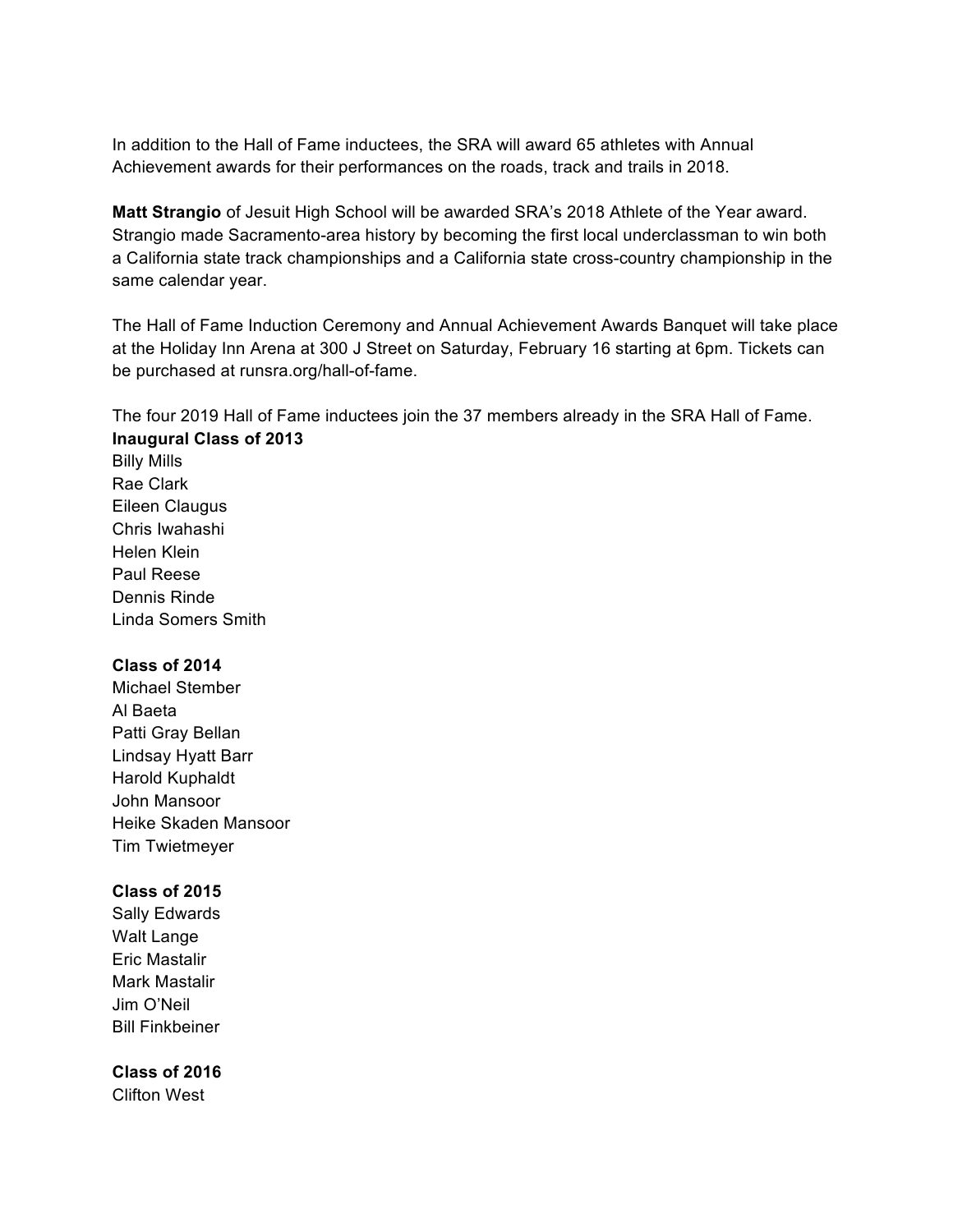In addition to the Hall of Fame inductees, the SRA will award 65 athletes with Annual Achievement awards for their performances on the roads, track and trails in 2018.

**Matt Strangio** of Jesuit High School will be awarded SRA's 2018 Athlete of the Year award. Strangio made Sacramento-area history by becoming the first local underclassman to win both a California state track championships and a California state cross-country championship in the same calendar year.

The Hall of Fame Induction Ceremony and Annual Achievement Awards Banquet will take place at the Holiday Inn Arena at 300 J Street on Saturday, February 16 starting at 6pm. Tickets can be purchased at runsra.org/hall-of-fame.

The four 2019 Hall of Fame inductees join the 37 members already in the SRA Hall of Fame.

**Inaugural Class of 2013**

Billy Mills
Rae Clark
Eileen Claugus
Chris Iwahashi
Helen Klein
Paul Reese
Dennis Rinde
Linda Somers Smith

**Class of 2014**

Michael Stember
Al Baeta
Patti Gray Bellan
Lindsay Hyatt Barr
Harold Kuphaldt
John Mansoor
Heike Skaden Mansoor
Tim Twietmeyer

**Class of 2015**

Sally Edwards
Walt Lange
Eric Mastalir
Mark Mastalir
Jim O'Neil
Bill Finkbeiner

**Class of 2016**

Clifton West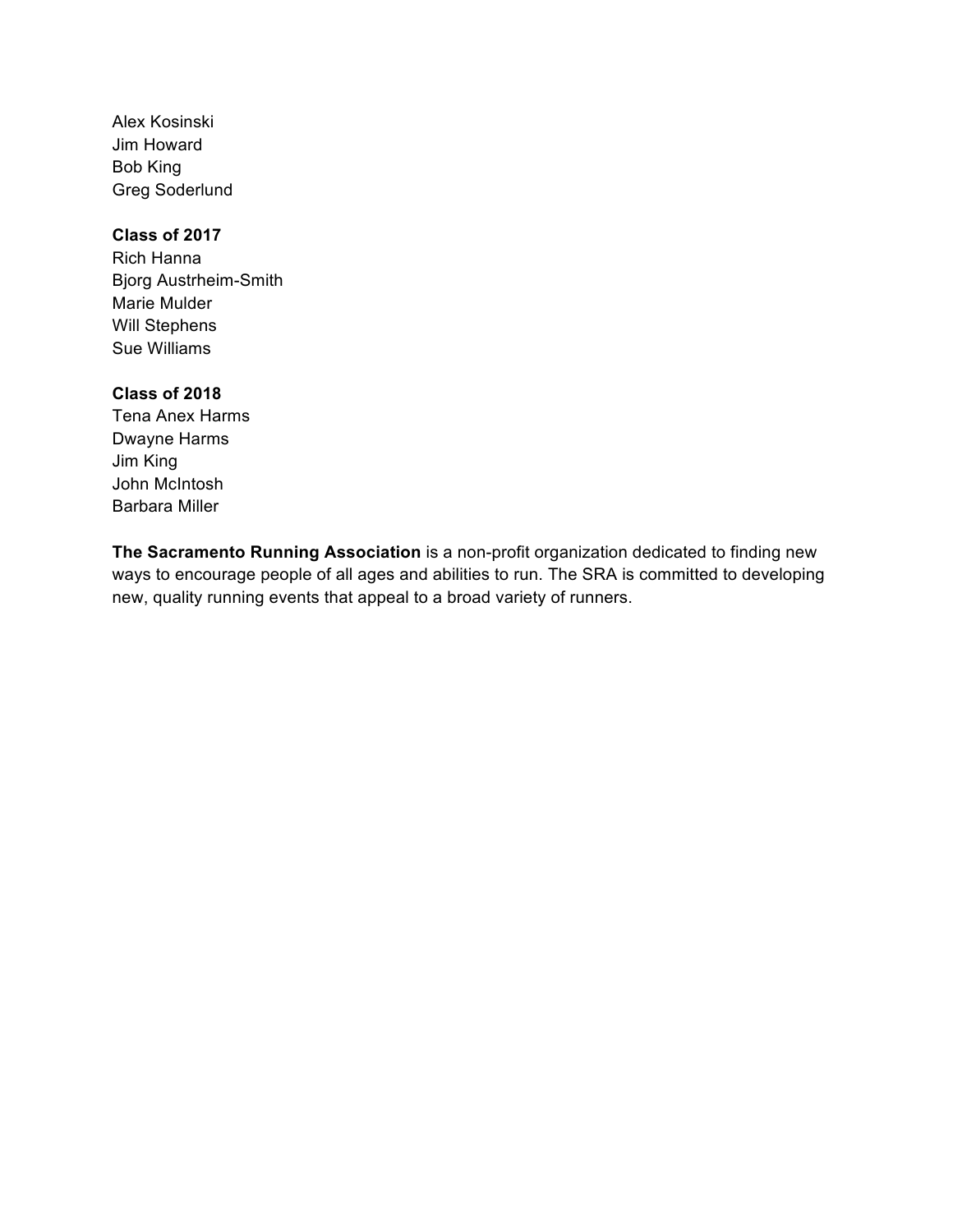Alex Kosinski
Jim Howard
Bob King
Greg Soderlund

**Class of 2017**
Rich Hanna
Bjorg Austrheim-Smith
Marie Mulder
Will Stephens
Sue Williams

**Class of 2018**
Tena Anex Harms
Dwayne Harms
Jim King
John McIntosh
Barbara Miller

**The Sacramento Running Association** is a non-profit organization dedicated to finding new ways to encourage people of all ages and abilities to run. The SRA is committed to developing new, quality running events that appeal to a broad variety of runners.